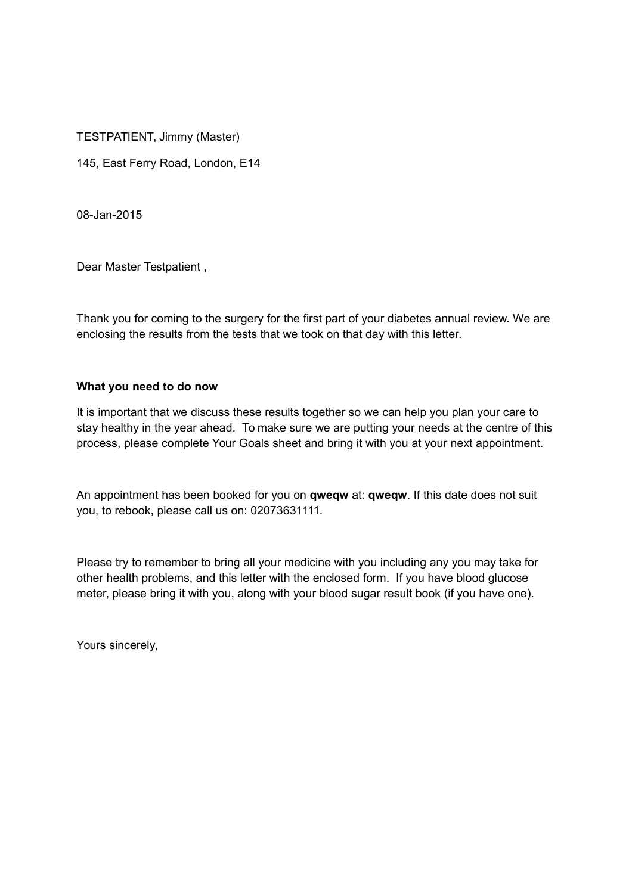TESTPATIENT, Jimmy (Master)

145, East Ferry Road, London, E14

08-Jan-2015

Dear Master Testpatient ,

Thank you for coming to the surgery for the first part of your diabetes annual review. We are enclosing the results from the tests that we took on that day with this letter.

**What you need to do now**

It is important that we discuss these results together so we can help you plan your care to stay healthy in the year ahead. To make sure we are putting <u>your</u> needs at the centre of this process, please complete Your Goals sheet and bring it with you at your next appointment.

An appointment has been booked for you on **qweqw** at: **qweqw**. If this date does not suit you, to rebook, please call us on: 02073631111.

Please try to remember to bring all your medicine with you including any you may take for other health problems, and this letter with the enclosed form. If you have blood glucose meter, please bring it with you, along with your blood sugar result book (if you have one).

Yours sincerely,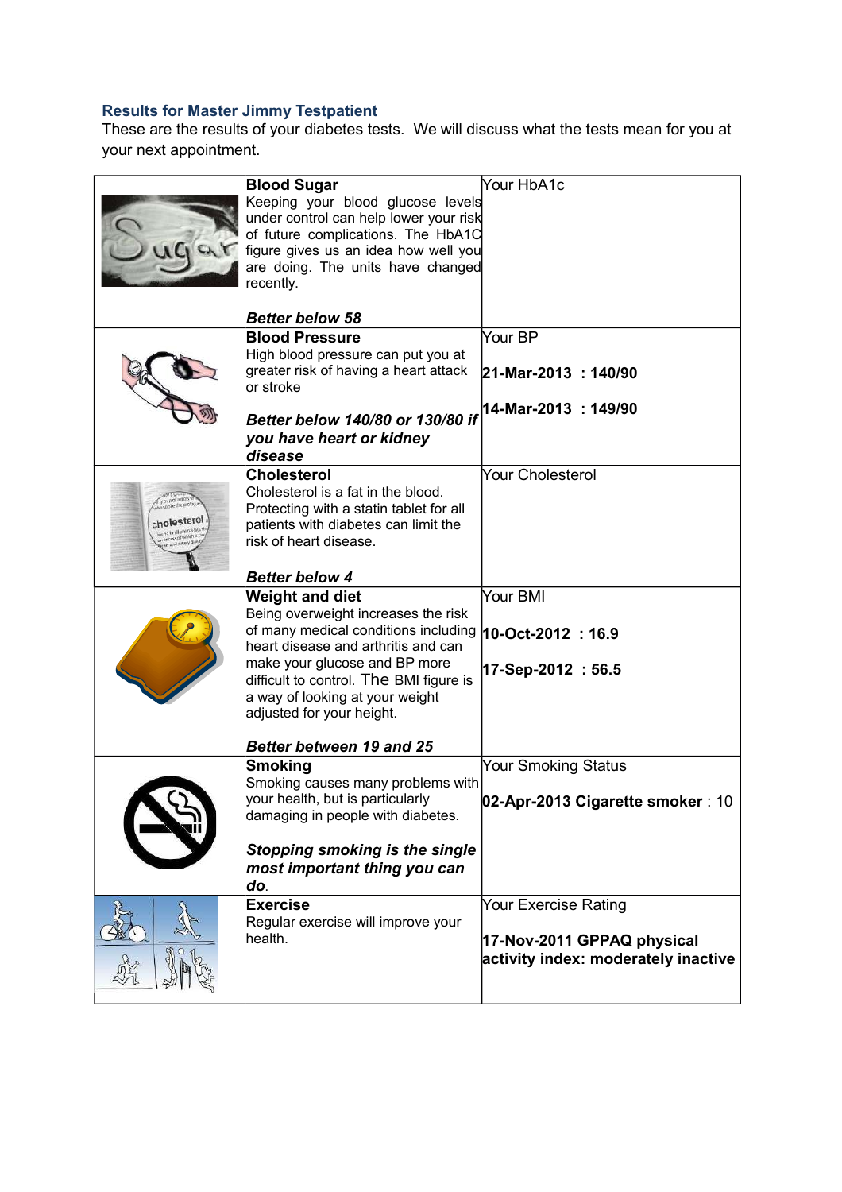### Results for Master Jimmy Testpatient

These are the results of your diabetes tests. We will discuss what the tests mean for you at your next appointment.

| | | |
|---|---|---|
| | **Blood Sugar**<br>Keeping your blood glucose levels under control can help lower your risk of future complications. The HbA1C figure gives us an idea how well you are doing. The units have changed recently.<br><br>***Better below 58*** | Your HbA1c |
| | **Blood Pressure**<br>High blood pressure can put you at greater risk of having a heart attack or stroke<br><br>***Better below 140/80 or 130/80 if you have heart or kidney disease*** | Your BP<br><br>**21-Mar-2013 : 140/90**<br><br>**14-Mar-2013 : 149/90** |
| | **Cholesterol**<br>Cholesterol is a fat in the blood. Protecting with a statin tablet for all patients with diabetes can limit the risk of heart disease.<br><br>***Better below 4*** | Your Cholesterol |
| | **Weight and diet**<br>Being overweight increases the risk of many medical conditions including heart disease and arthritis and can make your glucose and BP more difficult to control. The BMI figure is a way of looking at your weight adjusted for your height.<br><br>***Better between 19 and 25*** | Your BMI<br><br>**10-Oct-2012 : 16.9**<br><br>**17-Sep-2012 : 56.5** |
| | **Smoking**<br>Smoking causes many problems with your health, but is particularly damaging in people with diabetes.<br><br>***Stopping smoking is the single most important thing you can do***. | Your Smoking Status<br><br>**02-Apr-2013 Cigarette smoker** : 10 |
| | **Exercise**<br>Regular exercise will improve your health. | Your Exercise Rating<br><br>**17-Nov-2011 GPPAQ physical activity index: moderately inactive** |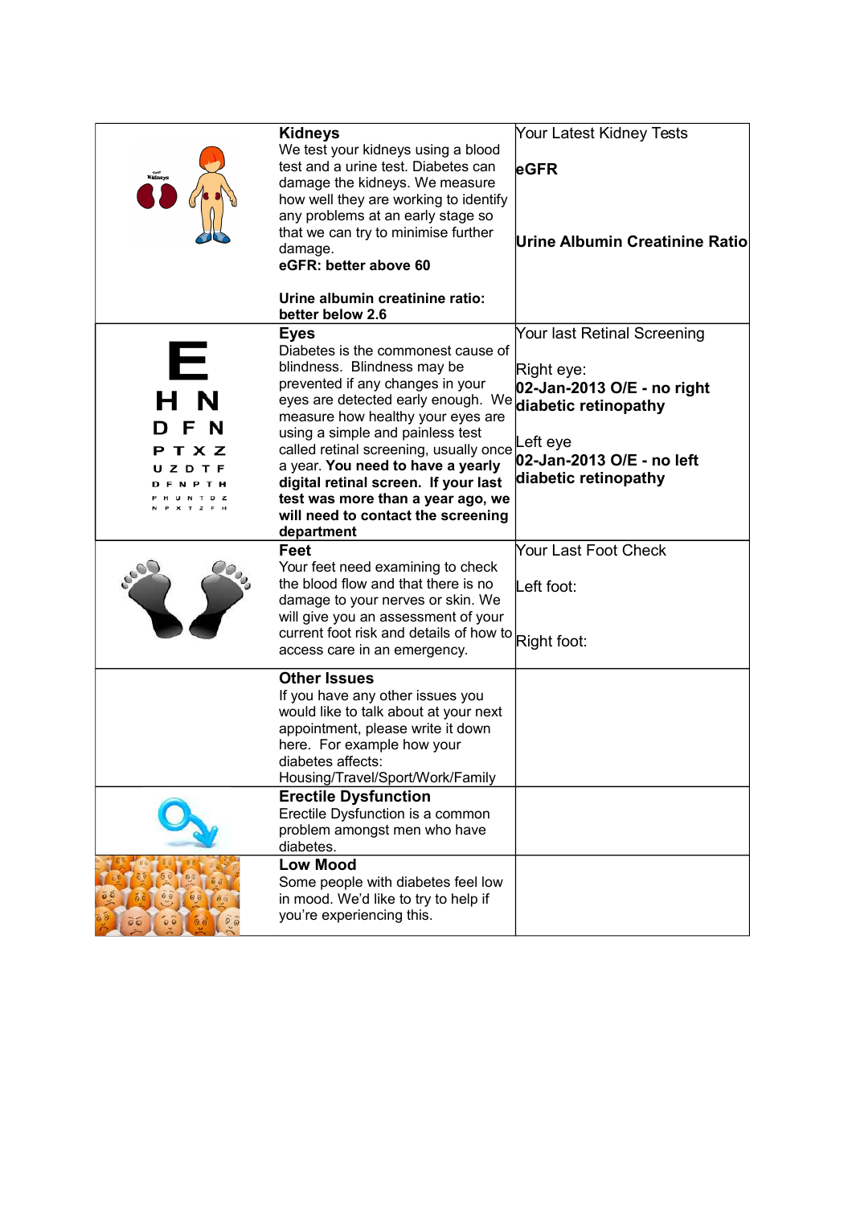| | | |
|---|---|---|
| | **Kidneys**<br>We test your kidneys using a blood test and a urine test. Diabetes can damage the kidneys. We measure how well they are working to identify any problems at an early stage so that we can try to minimise further damage.<br>**eGFR: better above 60**<br><br>**Urine albumin creatinine ratio: better below 2.6** | Your Latest Kidney Tests<br><br>**eGFR**<br><br>**Urine Albumin Creatinine Ratio** |
| | **Eyes**<br>Diabetes is the commonest cause of blindness. Blindness may be prevented if any changes in your eyes are detected early enough. We measure how healthy your eyes are using a simple and painless test called retinal screening, usually once a year. **You need to have a yearly digital retinal screen. If your last test was more than a year ago, we will need to contact the screening department** | Your last Retinal Screening<br><br>Right eye:<br>**02-Jan-2013 O/E - no right diabetic retinopathy**<br><br>Left eye<br>**02-Jan-2013 O/E - no left diabetic retinopathy** |
| | **Feet**<br>Your feet need examining to check the blood flow and that there is no damage to your nerves or skin. We will give you an assessment of your current foot risk and details of how to access care in an emergency. | Your Last Foot Check<br><br>Left foot:<br><br>Right foot: |
| | **Other Issues**<br>If you have any other issues you would like to talk about at your next appointment, please write it down here. For example how your diabetes affects: Housing/Travel/Sport/Work/Family | |
| | **Erectile Dysfunction**<br>Erectile Dysfunction is a common problem amongst men who have diabetes. | |
| | **Low Mood**<br>Some people with diabetes feel low in mood. We'd like to try to help if you're experiencing this. | |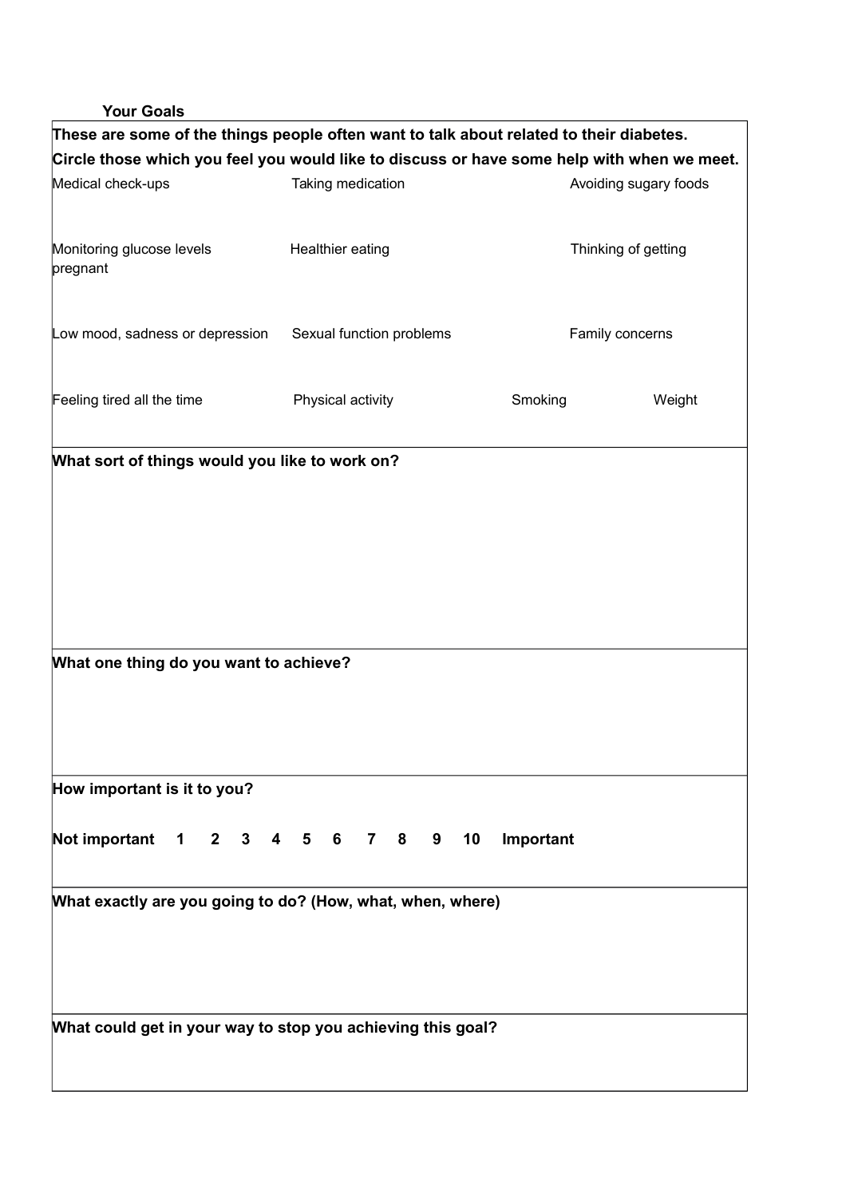## Your Goals

**These are some of the things people often want to talk about related to their diabetes.**
**Circle those which you feel you would like to discuss or have some help with when we meet.**

| | | | |
|---|---|---|---|
| Medical check-ups | Taking medication | Avoiding sugary foods | |
| Monitoring glucose levels | Healthier eating | Thinking of getting pregnant | |
| Low mood, sadness or depression | Sexual function problems | Family concerns | |
| Feeling tired all the time | Physical activity | Smoking | Weight |

**What sort of things would you like to work on?**

**What one thing do you want to achieve?**

**How important is it to you?**

**Not important 1 2 3 4 5 6 7 8 9 10 Important**

**What exactly are you going to do? (How, what, when, where)**

**What could get in your way to stop you achieving this goal?**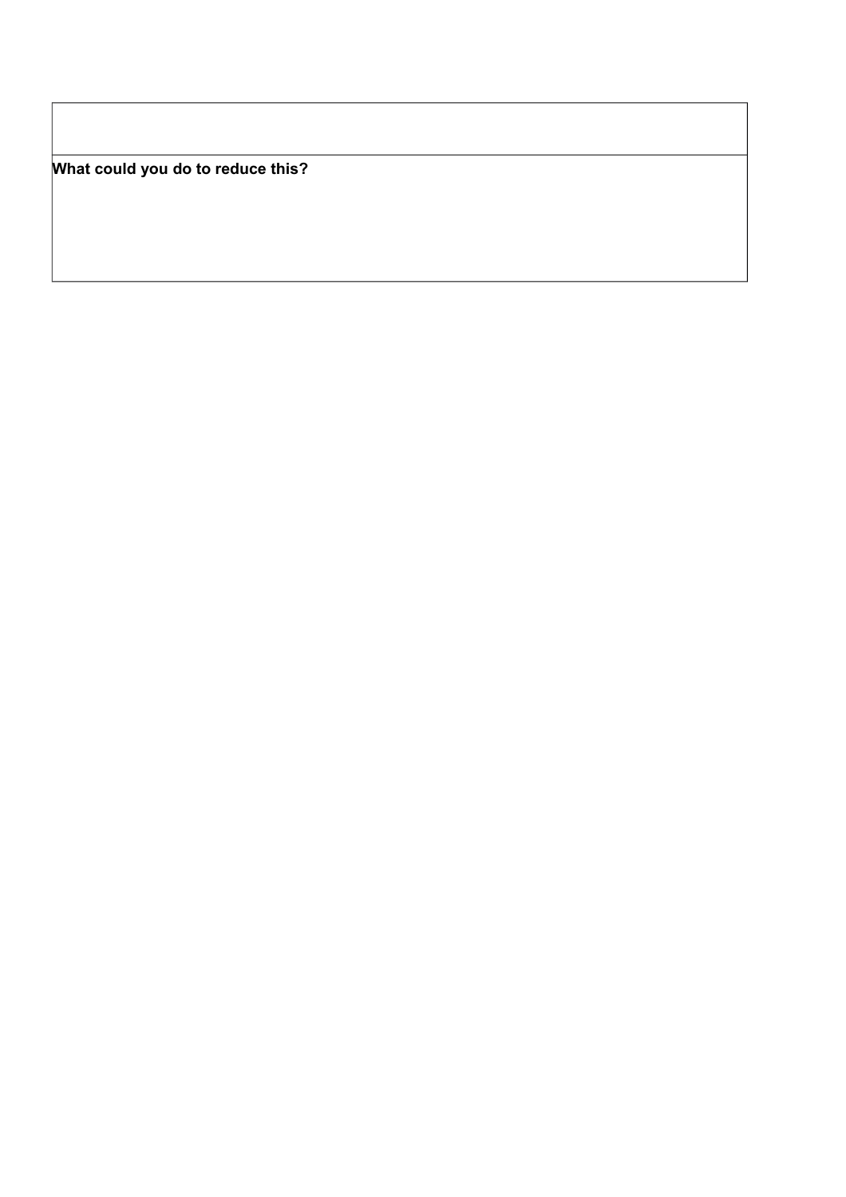| |
|---|
| |
| **What could you do to reduce this?** |